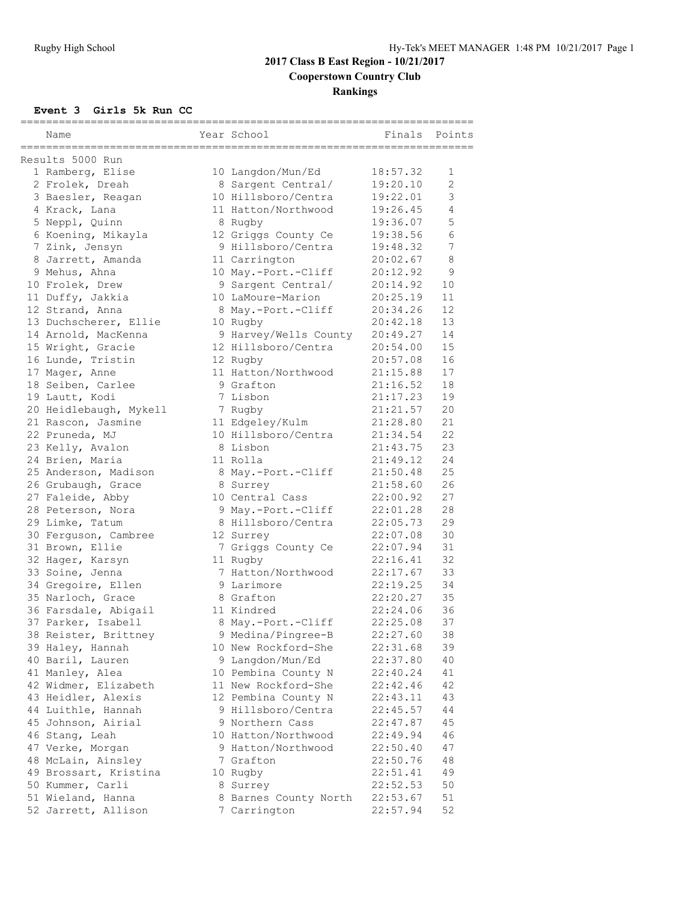# 2017 Class B East Region - 10/21/2017

## Cooperstown Country Club

## Rankings

### Event 3 Girls 5k Run CC

Results 5000 Run

| Place | Name | Year | School | Finals | Points |
|---|---|---|---|---|---|
| 1 | Ramberg, Elise | 10 | Langdon/Mun/Ed | 18:57.32 | 1 |
| 2 | Frolek, Dreah | 8 | Sargent Central/ | 19:20.10 | 2 |
| 3 | Baesler, Reagan | 10 | Hillsboro/Centra | 19:22.01 | 3 |
| 4 | Krack, Lana | 11 | Hatton/Northwood | 19:26.45 | 4 |
| 5 | Neppl, Quinn | 8 | Rugby | 19:36.07 | 5 |
| 6 | Koening, Mikayla | 12 | Griggs County Ce | 19:38.56 | 6 |
| 7 | Zink, Jensyn | 9 | Hillsboro/Centra | 19:48.32 | 7 |
| 8 | Jarrett, Amanda | 11 | Carrington | 20:02.67 | 8 |
| 9 | Mehus, Ahna | 10 | May.-Port.-Cliff | 20:12.92 | 9 |
| 10 | Frolek, Drew | 9 | Sargent Central/ | 20:14.92 | 10 |
| 11 | Duffy, Jakkia | 10 | LaMoure-Marion | 20:25.19 | 11 |
| 12 | Strand, Anna | 8 | May.-Port.-Cliff | 20:34.26 | 12 |
| 13 | Duchscherer, Ellie | 10 | Rugby | 20:42.18 | 13 |
| 14 | Arnold, MacKenna | 9 | Harvey/Wells County | 20:49.27 | 14 |
| 15 | Wright, Gracie | 12 | Hillsboro/Centra | 20:54.00 | 15 |
| 16 | Lunde, Tristin | 12 | Rugby | 20:57.08 | 16 |
| 17 | Mager, Anne | 11 | Hatton/Northwood | 21:15.88 | 17 |
| 18 | Seiben, Carlee | 9 | Grafton | 21:16.52 | 18 |
| 19 | Lautt, Kodi | 7 | Lisbon | 21:17.23 | 19 |
| 20 | Heidlebaugh, Mykell | 7 | Rugby | 21:21.57 | 20 |
| 21 | Rascon, Jasmine | 11 | Edgeley/Kulm | 21:28.80 | 21 |
| 22 | Pruneda, MJ | 10 | Hillsboro/Centra | 21:34.54 | 22 |
| 23 | Kelly, Avalon | 8 | Lisbon | 21:43.75 | 23 |
| 24 | Brien, Maria | 11 | Rolla | 21:49.12 | 24 |
| 25 | Anderson, Madison | 8 | May.-Port.-Cliff | 21:50.48 | 25 |
| 26 | Grubaugh, Grace | 8 | Surrey | 21:58.60 | 26 |
| 27 | Faleide, Abby | 10 | Central Cass | 22:00.92 | 27 |
| 28 | Peterson, Nora | 9 | May.-Port.-Cliff | 22:01.28 | 28 |
| 29 | Limke, Tatum | 8 | Hillsboro/Centra | 22:05.73 | 29 |
| 30 | Ferguson, Cambree | 12 | Surrey | 22:07.08 | 30 |
| 31 | Brown, Ellie | 7 | Griggs County Ce | 22:07.94 | 31 |
| 32 | Hager, Karsyn | 11 | Rugby | 22:16.41 | 32 |
| 33 | Soine, Jenna | 7 | Hatton/Northwood | 22:17.67 | 33 |
| 34 | Gregoire, Ellen | 9 | Larimore | 22:19.25 | 34 |
| 35 | Narloch, Grace | 8 | Grafton | 22:20.27 | 35 |
| 36 | Farsdale, Abigail | 11 | Kindred | 22:24.06 | 36 |
| 37 | Parker, Isabell | 8 | May.-Port.-Cliff | 22:25.08 | 37 |
| 38 | Reister, Brittney | 9 | Medina/Pingree-B | 22:27.60 | 38 |
| 39 | Haley, Hannah | 10 | New Rockford-She | 22:31.68 | 39 |
| 40 | Baril, Lauren | 9 | Langdon/Mun/Ed | 22:37.80 | 40 |
| 41 | Manley, Alea | 10 | Pembina County N | 22:40.24 | 41 |
| 42 | Widmer, Elizabeth | 11 | New Rockford-She | 22:42.46 | 42 |
| 43 | Heidler, Alexis | 12 | Pembina County N | 22:43.11 | 43 |
| 44 | Luithle, Hannah | 9 | Hillsboro/Centra | 22:45.57 | 44 |
| 45 | Johnson, Airial | 9 | Northern Cass | 22:47.87 | 45 |
| 46 | Stang, Leah | 10 | Hatton/Northwood | 22:49.94 | 46 |
| 47 | Verke, Morgan | 9 | Hatton/Northwood | 22:50.40 | 47 |
| 48 | McLain, Ainsley | 7 | Grafton | 22:50.76 | 48 |
| 49 | Brossart, Kristina | 10 | Rugby | 22:51.41 | 49 |
| 50 | Kummer, Carli | 8 | Surrey | 22:52.53 | 50 |
| 51 | Wieland, Hanna | 8 | Barnes County North | 22:53.67 | 51 |
| 52 | Jarrett, Allison | 7 | Carrington | 22:57.94 | 52 |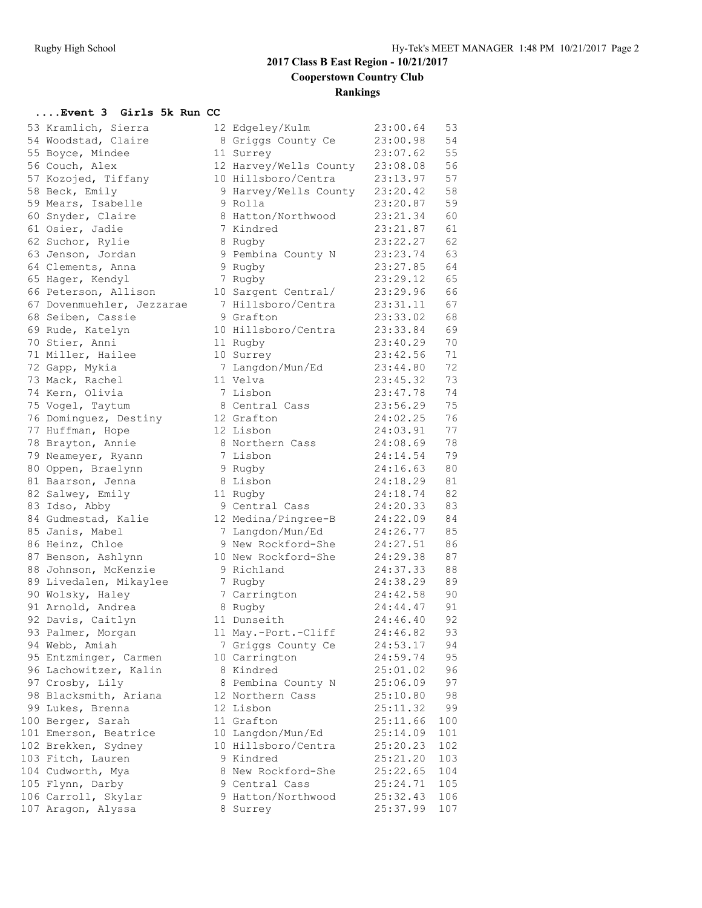## 2017 Class B East Region - 10/21/2017

## Cooperstown Country Club

## Rankings

### ....Event 3 Girls 5k Run CC

| Place | Name | Year | School | Time | Points |
|---|---|---|---|---|---|
| 53 | Kramlich, Sierra | 12 | Edgeley/Kulm | 23:00.64 | 53 |
| 54 | Woodstad, Claire | 8 | Griggs County Ce | 23:00.98 | 54 |
| 55 | Boyce, Mindee | 11 | Surrey | 23:07.62 | 55 |
| 56 | Couch, Alex | 12 | Harvey/Wells County | 23:08.08 | 56 |
| 57 | Kozojed, Tiffany | 10 | Hillsboro/Centra | 23:13.97 | 57 |
| 58 | Beck, Emily | 9 | Harvey/Wells County | 23:20.42 | 58 |
| 59 | Mears, Isabelle | 9 | Rolla | 23:20.87 | 59 |
| 60 | Snyder, Claire | 8 | Hatton/Northwood | 23:21.34 | 60 |
| 61 | Osier, Jadie | 7 | Kindred | 23:21.87 | 61 |
| 62 | Suchor, Rylie | 8 | Rugby | 23:22.27 | 62 |
| 63 | Jenson, Jordan | 9 | Pembina County N | 23:23.74 | 63 |
| 64 | Clements, Anna | 9 | Rugby | 23:27.85 | 64 |
| 65 | Hager, Kendyl | 7 | Rugby | 23:29.12 | 65 |
| 66 | Peterson, Allison | 10 | Sargent Central/ | 23:29.96 | 66 |
| 67 | Dovenmuehler, Jezzarae | 7 | Hillsboro/Centra | 23:31.11 | 67 |
| 68 | Seiben, Cassie | 9 | Grafton | 23:33.02 | 68 |
| 69 | Rude, Katelyn | 10 | Hillsboro/Centra | 23:33.84 | 69 |
| 70 | Stier, Anni | 11 | Rugby | 23:40.29 | 70 |
| 71 | Miller, Hailee | 10 | Surrey | 23:42.56 | 71 |
| 72 | Gapp, Mykia | 7 | Langdon/Mun/Ed | 23:44.80 | 72 |
| 73 | Mack, Rachel | 11 | Velva | 23:45.32 | 73 |
| 74 | Kern, Olivia | 7 | Lisbon | 23:47.78 | 74 |
| 75 | Vogel, Taytum | 8 | Central Cass | 23:56.29 | 75 |
| 76 | Dominguez, Destiny | 12 | Grafton | 24:02.25 | 76 |
| 77 | Huffman, Hope | 12 | Lisbon | 24:03.91 | 77 |
| 78 | Brayton, Annie | 8 | Northern Cass | 24:08.69 | 78 |
| 79 | Neameyer, Ryann | 7 | Lisbon | 24:14.54 | 79 |
| 80 | Oppen, Braelynn | 9 | Rugby | 24:16.63 | 80 |
| 81 | Baarson, Jenna | 8 | Lisbon | 24:18.29 | 81 |
| 82 | Salwey, Emily | 11 | Rugby | 24:18.74 | 82 |
| 83 | Idso, Abby | 9 | Central Cass | 24:20.33 | 83 |
| 84 | Gudmestad, Kalie | 12 | Medina/Pingree-B | 24:22.09 | 84 |
| 85 | Janis, Mabel | 7 | Langdon/Mun/Ed | 24:26.77 | 85 |
| 86 | Heinz, Chloe | 9 | New Rockford-She | 24:27.51 | 86 |
| 87 | Benson, Ashlynn | 10 | New Rockford-She | 24:29.38 | 87 |
| 88 | Johnson, McKenzie | 9 | Richland | 24:37.33 | 88 |
| 89 | Livedalen, Mikaylee | 7 | Rugby | 24:38.29 | 89 |
| 90 | Wolsky, Haley | 7 | Carrington | 24:42.58 | 90 |
| 91 | Arnold, Andrea | 8 | Rugby | 24:44.47 | 91 |
| 92 | Davis, Caitlyn | 11 | Dunseith | 24:46.40 | 92 |
| 93 | Palmer, Morgan | 11 | May.-Port.-Cliff | 24:46.82 | 93 |
| 94 | Webb, Amiah | 7 | Griggs County Ce | 24:53.17 | 94 |
| 95 | Entzminger, Carmen | 10 | Carrington | 24:59.74 | 95 |
| 96 | Lachowitzer, Kalin | 8 | Kindred | 25:01.02 | 96 |
| 97 | Crosby, Lily | 8 | Pembina County N | 25:06.09 | 97 |
| 98 | Blacksmith, Ariana | 12 | Northern Cass | 25:10.80 | 98 |
| 99 | Lukes, Brenna | 12 | Lisbon | 25:11.32 | 99 |
| 100 | Berger, Sarah | 11 | Grafton | 25:11.66 | 100 |
| 101 | Emerson, Beatrice | 10 | Langdon/Mun/Ed | 25:14.09 | 101 |
| 102 | Brekken, Sydney | 10 | Hillsboro/Centra | 25:20.23 | 102 |
| 103 | Fitch, Lauren | 9 | Kindred | 25:21.20 | 103 |
| 104 | Cudworth, Mya | 8 | New Rockford-She | 25:22.65 | 104 |
| 105 | Flynn, Darby | 9 | Central Cass | 25:24.71 | 105 |
| 106 | Carroll, Skylar | 9 | Hatton/Northwood | 25:32.43 | 106 |
| 107 | Aragon, Alyssa | 8 | Surrey | 25:37.99 | 107 |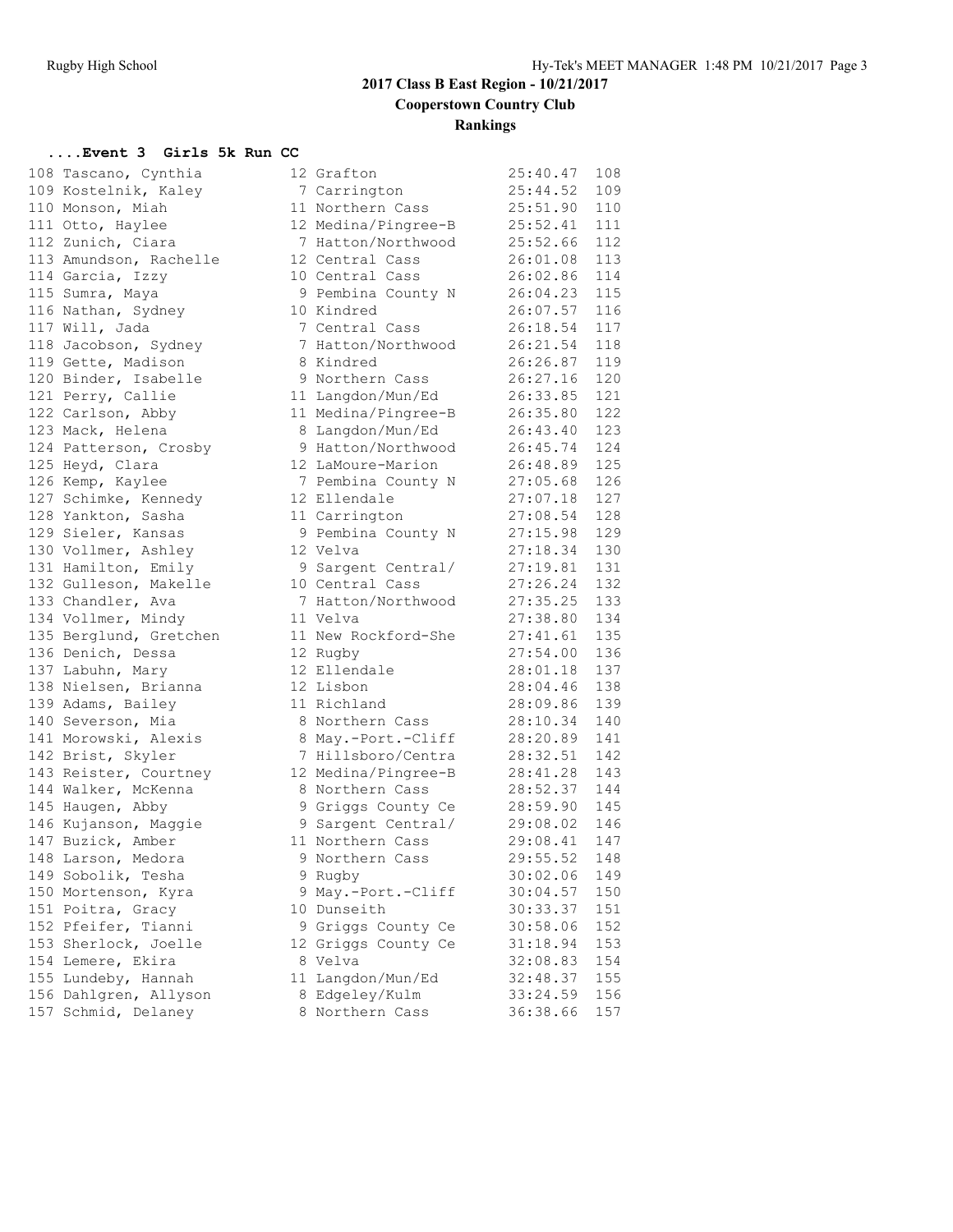## 2017 Class B East Region - 10/21/2017

### Cooperstown Country Club

### Rankings

#### ....Event 3 Girls 5k Run CC

| Place | Name | Yr | School | Time | Points |
|---|---|---|---|---|---|
| 108 | Tascano, Cynthia | 12 | Grafton | 25:40.47 | 108 |
| 109 | Kostelnik, Kaley | 7 | Carrington | 25:44.52 | 109 |
| 110 | Monson, Miah | 11 | Northern Cass | 25:51.90 | 110 |
| 111 | Otto, Haylee | 12 | Medina/Pingree-B | 25:52.41 | 111 |
| 112 | Zunich, Ciara | 7 | Hatton/Northwood | 25:52.66 | 112 |
| 113 | Amundson, Rachelle | 12 | Central Cass | 26:01.08 | 113 |
| 114 | Garcia, Izzy | 10 | Central Cass | 26:02.86 | 114 |
| 115 | Sumra, Maya | 9 | Pembina County N | 26:04.23 | 115 |
| 116 | Nathan, Sydney | 10 | Kindred | 26:07.57 | 116 |
| 117 | Will, Jada | 7 | Central Cass | 26:18.54 | 117 |
| 118 | Jacobson, Sydney | 7 | Hatton/Northwood | 26:21.54 | 118 |
| 119 | Gette, Madison | 8 | Kindred | 26:26.87 | 119 |
| 120 | Binder, Isabelle | 9 | Northern Cass | 26:27.16 | 120 |
| 121 | Perry, Callie | 11 | Langdon/Mun/Ed | 26:33.85 | 121 |
| 122 | Carlson, Abby | 11 | Medina/Pingree-B | 26:35.80 | 122 |
| 123 | Mack, Helena | 8 | Langdon/Mun/Ed | 26:43.40 | 123 |
| 124 | Patterson, Crosby | 9 | Hatton/Northwood | 26:45.74 | 124 |
| 125 | Heyd, Clara | 12 | LaMoure-Marion | 26:48.89 | 125 |
| 126 | Kemp, Kaylee | 7 | Pembina County N | 27:05.68 | 126 |
| 127 | Schimke, Kennedy | 12 | Ellendale | 27:07.18 | 127 |
| 128 | Yankton, Sasha | 11 | Carrington | 27:08.54 | 128 |
| 129 | Sieler, Kansas | 9 | Pembina County N | 27:15.98 | 129 |
| 130 | Vollmer, Ashley | 12 | Velva | 27:18.34 | 130 |
| 131 | Hamilton, Emily | 9 | Sargent Central/ | 27:19.81 | 131 |
| 132 | Gulleson, Makelle | 10 | Central Cass | 27:26.24 | 132 |
| 133 | Chandler, Ava | 7 | Hatton/Northwood | 27:35.25 | 133 |
| 134 | Vollmer, Mindy | 11 | Velva | 27:38.80 | 134 |
| 135 | Berglund, Gretchen | 11 | New Rockford-She | 27:41.61 | 135 |
| 136 | Denich, Dessa | 12 | Rugby | 27:54.00 | 136 |
| 137 | Labuhn, Mary | 12 | Ellendale | 28:01.18 | 137 |
| 138 | Nielsen, Brianna | 12 | Lisbon | 28:04.46 | 138 |
| 139 | Adams, Bailey | 11 | Richland | 28:09.86 | 139 |
| 140 | Severson, Mia | 8 | Northern Cass | 28:10.34 | 140 |
| 141 | Morowski, Alexis | 8 | May.-Port.-Cliff | 28:20.89 | 141 |
| 142 | Brist, Skyler | 7 | Hillsboro/Centra | 28:32.51 | 142 |
| 143 | Reister, Courtney | 12 | Medina/Pingree-B | 28:41.28 | 143 |
| 144 | Walker, McKenna | 8 | Northern Cass | 28:52.37 | 144 |
| 145 | Haugen, Abby | 9 | Griggs County Ce | 28:59.90 | 145 |
| 146 | Kujanson, Maggie | 9 | Sargent Central/ | 29:08.02 | 146 |
| 147 | Buzick, Amber | 11 | Northern Cass | 29:08.41 | 147 |
| 148 | Larson, Medora | 9 | Northern Cass | 29:55.52 | 148 |
| 149 | Sobolik, Tesha | 9 | Rugby | 30:02.06 | 149 |
| 150 | Mortenson, Kyra | 9 | May.-Port.-Cliff | 30:04.57 | 150 |
| 151 | Poitra, Gracy | 10 | Dunseith | 30:33.37 | 151 |
| 152 | Pfeifer, Tianni | 9 | Griggs County Ce | 30:58.06 | 152 |
| 153 | Sherlock, Joelle | 12 | Griggs County Ce | 31:18.94 | 153 |
| 154 | Lemere, Ekira | 8 | Velva | 32:08.83 | 154 |
| 155 | Lundeby, Hannah | 11 | Langdon/Mun/Ed | 32:48.37 | 155 |
| 156 | Dahlgren, Allyson | 8 | Edgeley/Kulm | 33:24.59 | 156 |
| 157 | Schmid, Delaney | 8 | Northern Cass | 36:38.66 | 157 |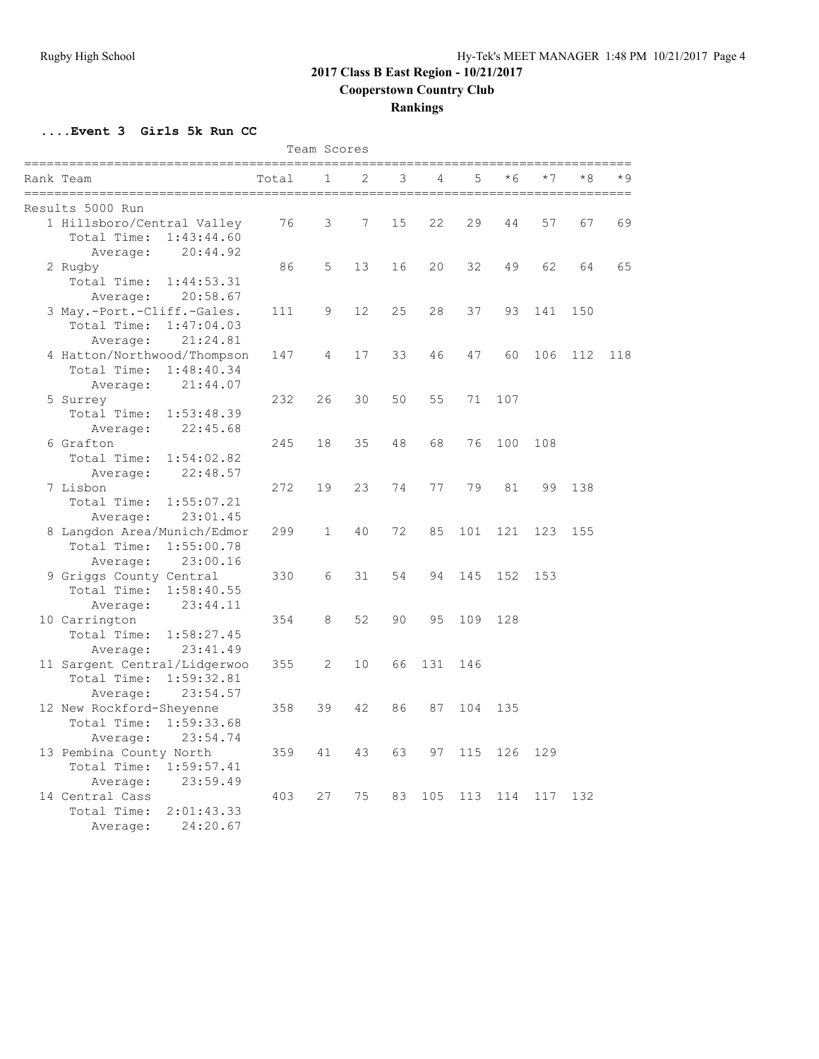# 2017 Class B East Region - 10/21/2017

## Cooperstown Country Club

## Rankings

### ....Event 3 Girls 5k Run CC

Team Scores

| Rank | Team | Total | 1 | 2 | 3 | 4 | 5 | *6 | *7 | *8 | *9 |
|---|---|---|---|---|---|---|---|---|---|---|---|
| Results 5000 Run | | | | | | | | | | | |
| 1 | Hillsboro/Central Valley | 76 | 3 | 7 | 15 | 22 | 29 | 44 | 57 | 67 | 69 |
| | Total Time: 1:43:44.60 | | | | | | | | | | |
| | Average: 20:44.92 | | | | | | | | | | |
| 2 | Rugby | 86 | 5 | 13 | 16 | 20 | 32 | 49 | 62 | 64 | 65 |
| | Total Time: 1:44:53.31 | | | | | | | | | | |
| | Average: 20:58.67 | | | | | | | | | | |
| 3 | May.-Port.-Cliff.-Gales. | 111 | 9 | 12 | 25 | 28 | 37 | 93 | 141 | 150 | |
| | Total Time: 1:47:04.03 | | | | | | | | | | |
| | Average: 21:24.81 | | | | | | | | | | |
| 4 | Hatton/Northwood/Thompson | 147 | 4 | 17 | 33 | 46 | 47 | 60 | 106 | 112 | 118 |
| | Total Time: 1:48:40.34 | | | | | | | | | | |
| | Average: 21:44.07 | | | | | | | | | | |
| 5 | Surrey | 232 | 26 | 30 | 50 | 55 | 71 | 107 | | | |
| | Total Time: 1:53:48.39 | | | | | | | | | | |
| | Average: 22:45.68 | | | | | | | | | | |
| 6 | Grafton | 245 | 18 | 35 | 48 | 68 | 76 | 100 | 108 | | |
| | Total Time: 1:54:02.82 | | | | | | | | | | |
| | Average: 22:48.57 | | | | | | | | | | |
| 7 | Lisbon | 272 | 19 | 23 | 74 | 77 | 79 | 81 | 99 | 138 | |
| | Total Time: 1:55:07.21 | | | | | | | | | | |
| | Average: 23:01.45 | | | | | | | | | | |
| 8 | Langdon Area/Munich/Edmor | 299 | 1 | 40 | 72 | 85 | 101 | 121 | 123 | 155 | |
| | Total Time: 1:55:00.78 | | | | | | | | | | |
| | Average: 23:00.16 | | | | | | | | | | |
| 9 | Griggs County Central | 330 | 6 | 31 | 54 | 94 | 145 | 152 | 153 | | |
| | Total Time: 1:58:40.55 | | | | | | | | | | |
| | Average: 23:44.11 | | | | | | | | | | |
| 10 | Carrington | 354 | 8 | 52 | 90 | 95 | 109 | 128 | | | |
| | Total Time: 1:58:27.45 | | | | | | | | | | |
| | Average: 23:41.49 | | | | | | | | | | |
| 11 | Sargent Central/Lidgerwoo | 355 | 2 | 10 | 66 | 131 | 146 | | | | |
| | Total Time: 1:59:32.81 | | | | | | | | | | |
| | Average: 23:54.57 | | | | | | | | | | |
| 12 | New Rockford-Sheyenne | 358 | 39 | 42 | 86 | 87 | 104 | 135 | | | |
| | Total Time: 1:59:33.68 | | | | | | | | | | |
| | Average: 23:54.74 | | | | | | | | | | |
| 13 | Pembina County North | 359 | 41 | 43 | 63 | 97 | 115 | 126 | 129 | | |
| | Total Time: 1:59:57.41 | | | | | | | | | | |
| | Average: 23:59.49 | | | | | | | | | | |
| 14 | Central Cass | 403 | 27 | 75 | 83 | 105 | 113 | 114 | 117 | 132 | |
| | Total Time: 2:01:43.33 | | | | | | | | | | |
| | Average: 24:20.67 | | | | | | | | | | |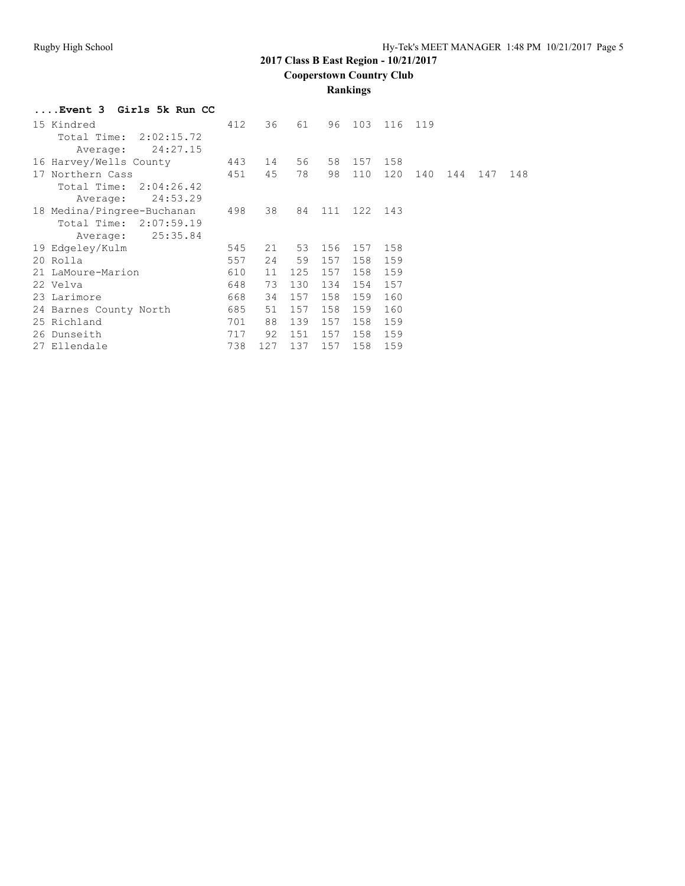## 2017 Class B East Region - 10/21/2017

### Cooperstown Country Club

### Rankings

**....Event 3 Girls 5k Run CC**

| | | | | | | | | | | |
|---|---|---|---|---|---|---|---|---|---|---|
| 15 Kindred | 412 | 36 | 61 | 96 | 103 | 116 | 119 | | | |
| Total Time: 2:02:15.72 | | | | | | | | | | |
| Average: 24:27.15 | | | | | | | | | | |
| 16 Harvey/Wells County | 443 | 14 | 56 | 58 | 157 | 158 | | | | |
| 17 Northern Cass | 451 | 45 | 78 | 98 | 110 | 120 | 140 | 144 | 147 | 148 |
| Total Time: 2:04:26.42 | | | | | | | | | | |
| Average: 24:53.29 | | | | | | | | | | |
| 18 Medina/Pingree-Buchanan | 498 | 38 | 84 | 111 | 122 | 143 | | | | |
| Total Time: 2:07:59.19 | | | | | | | | | | |
| Average: 25:35.84 | | | | | | | | | | |
| 19 Edgeley/Kulm | 545 | 21 | 53 | 156 | 157 | 158 | | | | |
| 20 Rolla | 557 | 24 | 59 | 157 | 158 | 159 | | | | |
| 21 LaMoure-Marion | 610 | 11 | 125 | 157 | 158 | 159 | | | | |
| 22 Velva | 648 | 73 | 130 | 134 | 154 | 157 | | | | |
| 23 Larimore | 668 | 34 | 157 | 158 | 159 | 160 | | | | |
| 24 Barnes County North | 685 | 51 | 157 | 158 | 159 | 160 | | | | |
| 25 Richland | 701 | 88 | 139 | 157 | 158 | 159 | | | | |
| 26 Dunseith | 717 | 92 | 151 | 157 | 158 | 159 | | | | |
| 27 Ellendale | 738 | 127 | 137 | 157 | 158 | 159 | | | | |